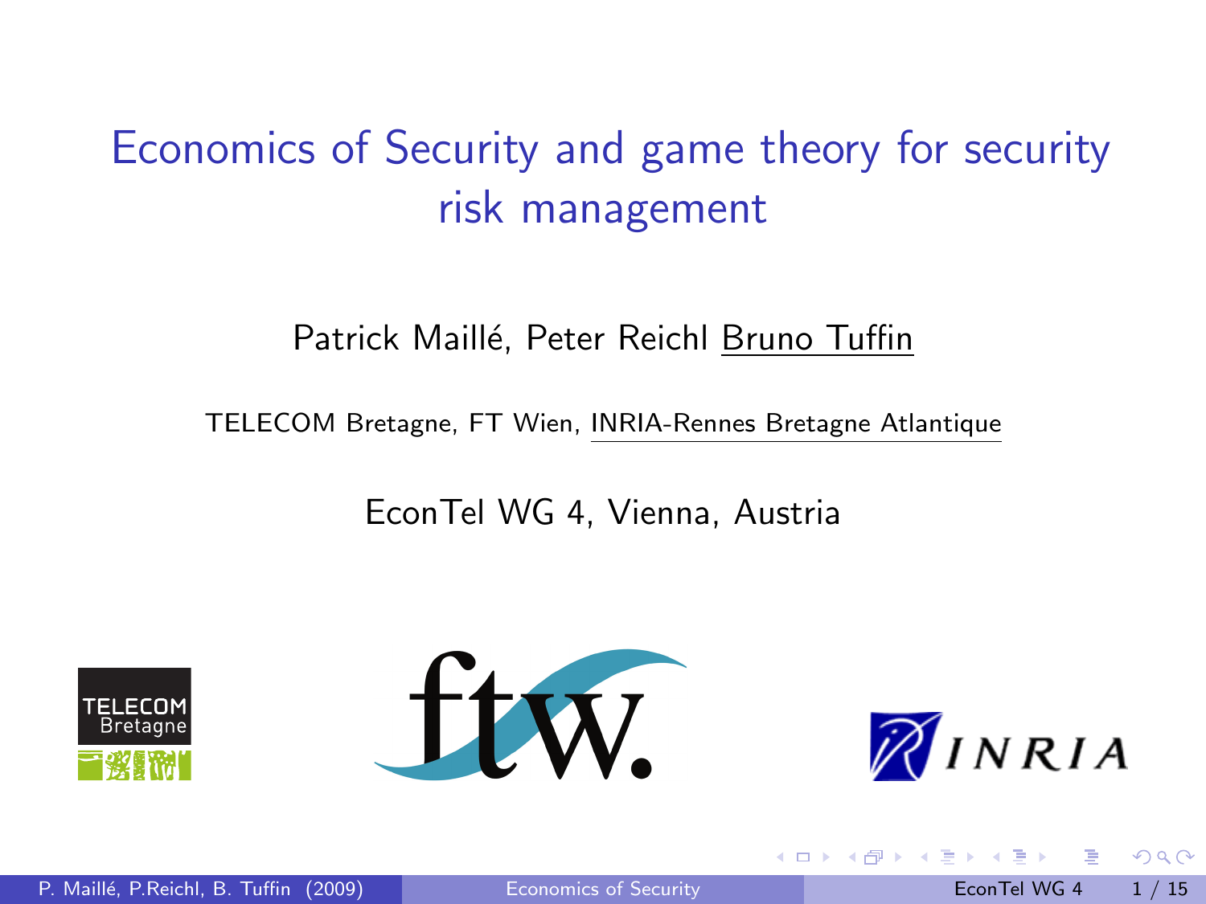# Economics of Security and game theory for security risk management

Patrick Maillé, Peter Reichl Bruno Tuffin

TELECOM Bretagne, FT Wien, INRIA-Rennes Bretagne Atlantique

EconTel WG 4, Vienna, Austria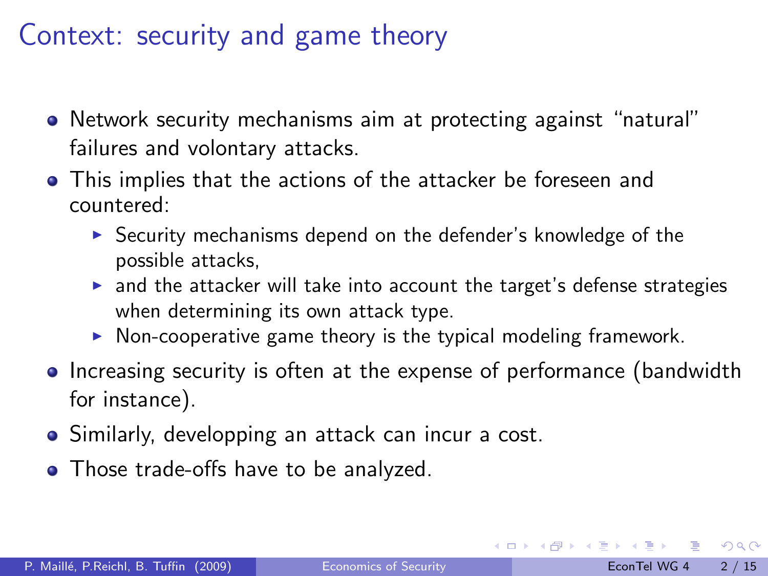# Context: security and game theory

- Network security mechanisms aim at protecting against "natural" failures and volontary attacks.
- This implies that the actions of the attacker be foreseen and countered:
  - Security mechanisms depend on the defender's knowledge of the possible attacks,
  - and the attacker will take into account the target's defense strategies when determining its own attack type.
  - Non-cooperative game theory is the typical modeling framework.
- Increasing security is often at the expense of performance (bandwidth for instance).
- Similarly, developping an attack can incur a cost.
- Those trade-offs have to be analyzed.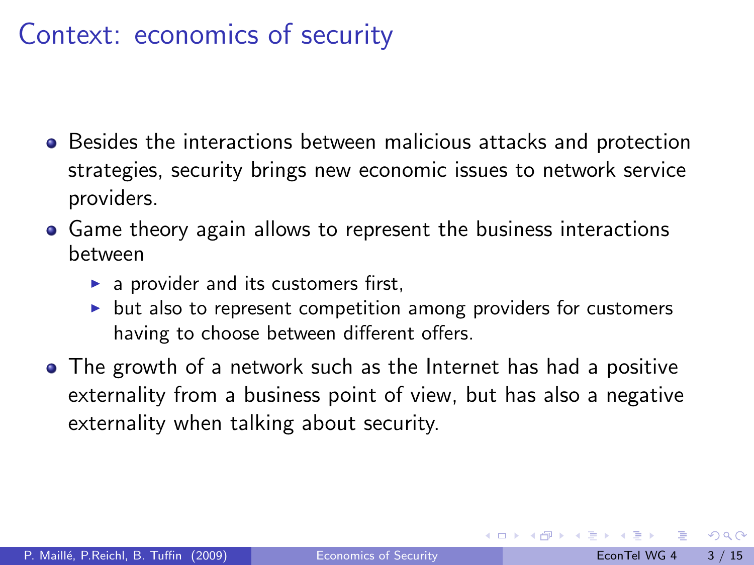# Context: economics of security

- Besides the interactions between malicious attacks and protection strategies, security brings new economic issues to network service providers.
- Game theory again allows to represent the business interactions between
  - a provider and its customers first,
  - but also to represent competition among providers for customers having to choose between different offers.
- The growth of a network such as the Internet has had a positive externality from a business point of view, but has also a negative externality when talking about security.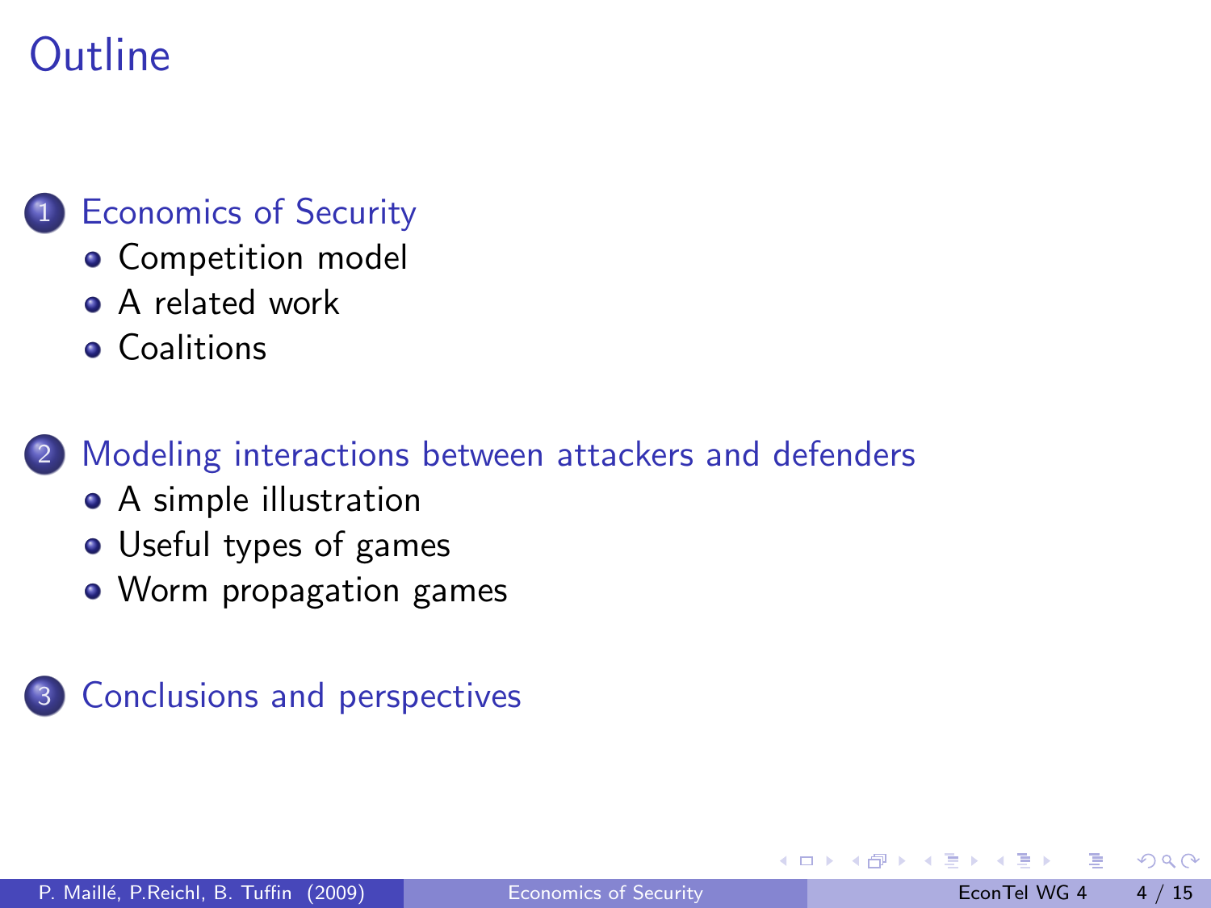# Outline

1. Economics of Security
   - Competition model
   - A related work
   - Coalitions

2. Modeling interactions between attackers and defenders
   - A simple illustration
   - Useful types of games
   - Worm propagation games

3. Conclusions and perspectives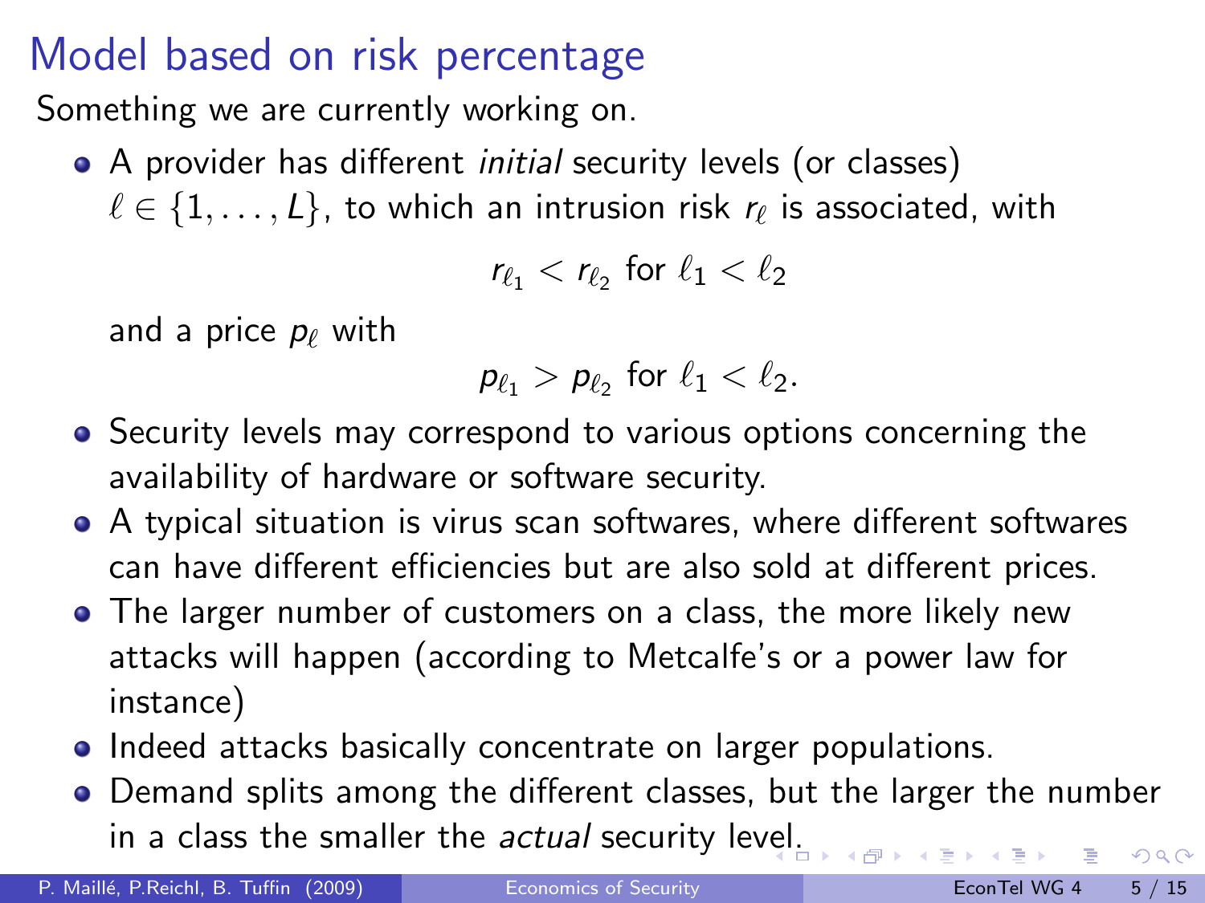# Model based on risk percentage

Something we are currently working on.

- A provider has different *initial* security levels (or classes) $\ell \in \{1, \ldots, L\}$, to which an intrusion risk $r_\ell$ is associated, with

  $$r_{\ell_1} < r_{\ell_2} \text{ for } \ell_1 < \ell_2$$

  and a price $p_\ell$ with

  $$p_{\ell_1} > p_{\ell_2} \text{ for } \ell_1 < \ell_2.$$

- Security levels may correspond to various options concerning the availability of hardware or software security.
- A typical situation is virus scan softwares, where different softwares can have different efficiencies but are also sold at different prices.
- The larger number of customers on a class, the more likely new attacks will happen (according to Metcalfe's or a power law for instance)
- Indeed attacks basically concentrate on larger populations.
- Demand splits among the different classes, but the larger the number in a class the smaller the *actual* security level.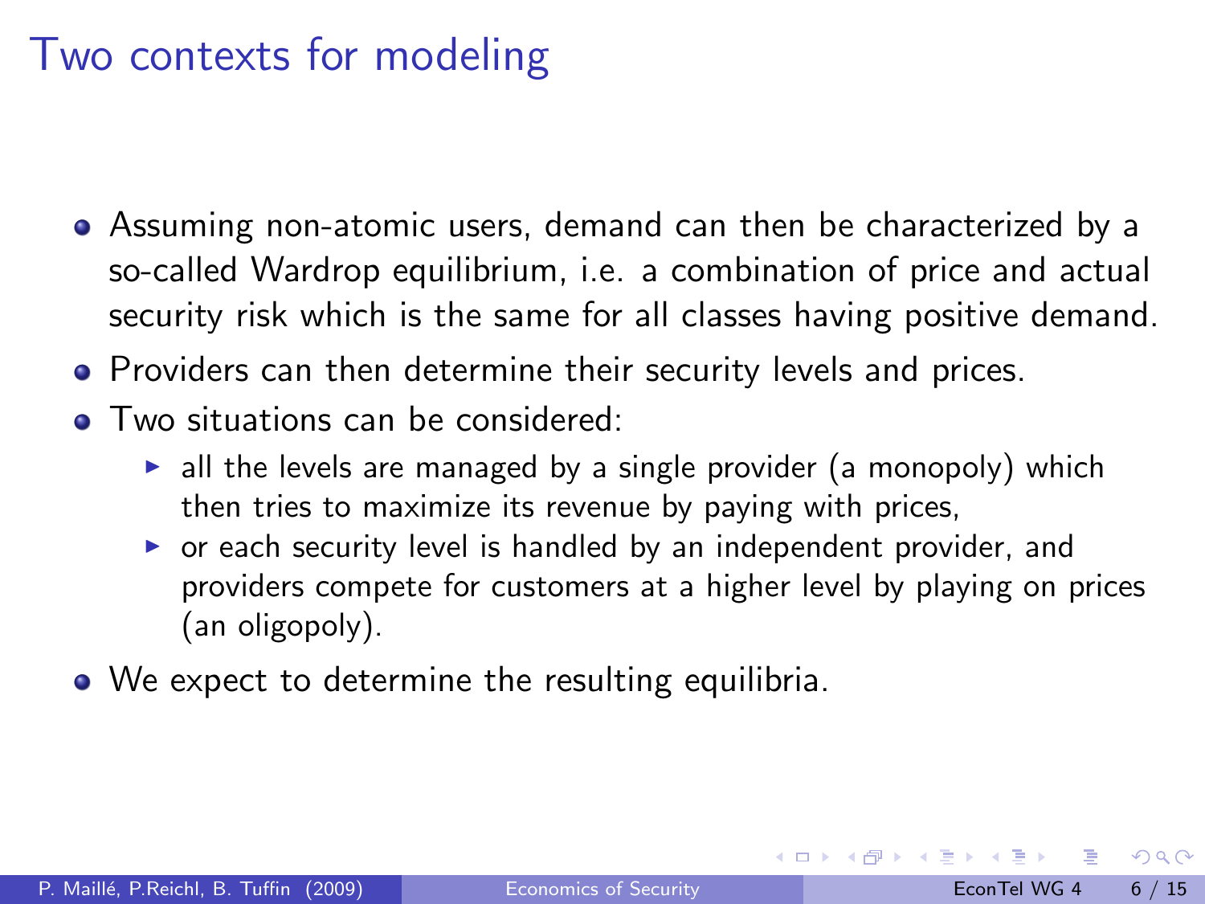# Two contexts for modeling

- Assuming non-atomic users, demand can then be characterized by a so-called Wardrop equilibrium, i.e. a combination of price and actual security risk which is the same for all classes having positive demand.
- Providers can then determine their security levels and prices.
- Two situations can be considered:
  - all the levels are managed by a single provider (a monopoly) which then tries to maximize its revenue by paying with prices,
  - or each security level is handled by an independent provider, and providers compete for customers at a higher level by playing on prices (an oligopoly).
- We expect to determine the resulting equilibria.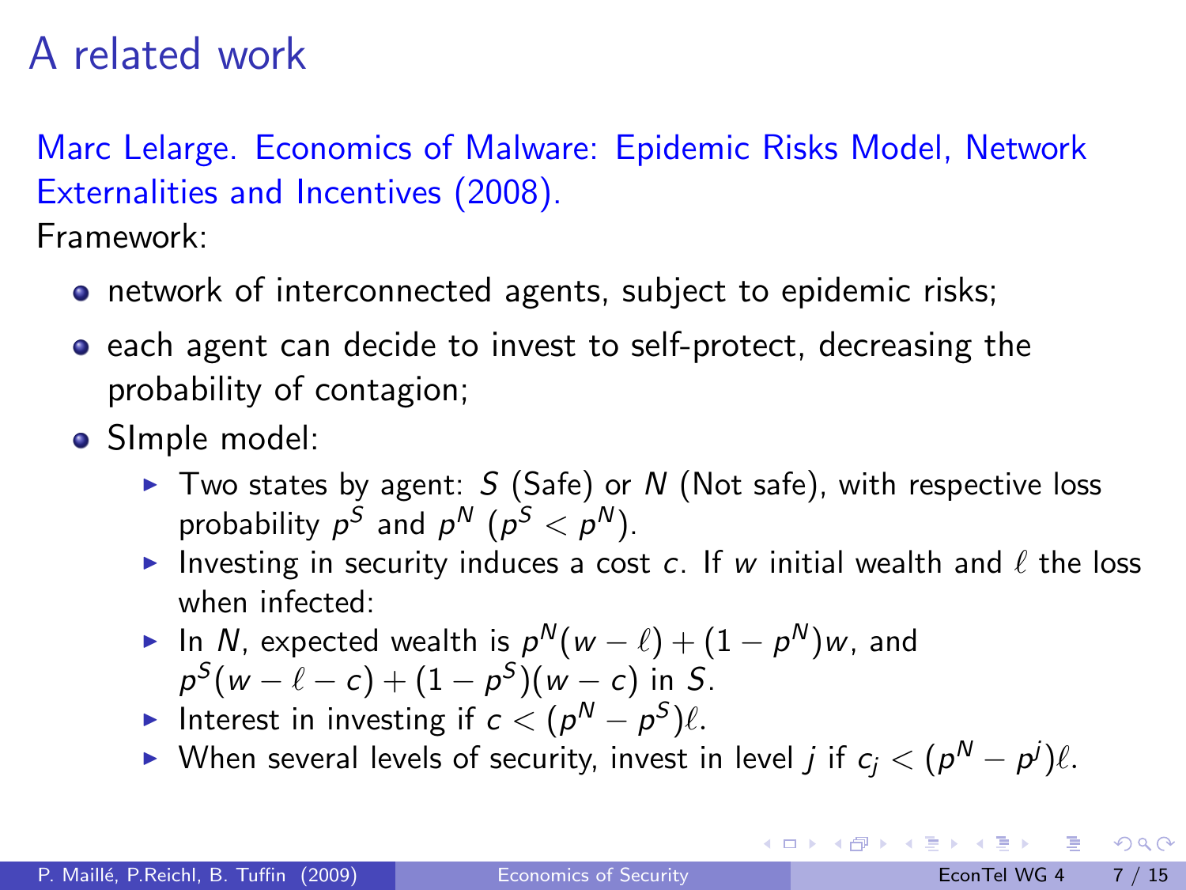# A related work

Marc Lelarge. Economics of Malware: Epidemic Risks Model, Network Externalities and Incentives (2008).

Framework:

- network of interconnected agents, subject to epidemic risks;
- each agent can decide to invest to self-protect, decreasing the probability of contagion;
- SImple model:
  - Two states by agent: $S$ (Safe) or $N$ (Not safe), with respective loss probability $p^S$ and $p^N$ ($p^S < p^N$).
  - Investing in security induces a cost $c$. If $w$ initial wealth and $\ell$ the loss when infected:
  - In $N$, expected wealth is $p^N(w - \ell) + (1 - p^N)w$, and $p^S(w - \ell - c) + (1 - p^S)(w - c)$ in $S$.
  - Interest in investing if $c < (p^N - p^S)\ell$.
  - When several levels of security, invest in level $j$ if $c_j < (p^N - p^j)\ell$.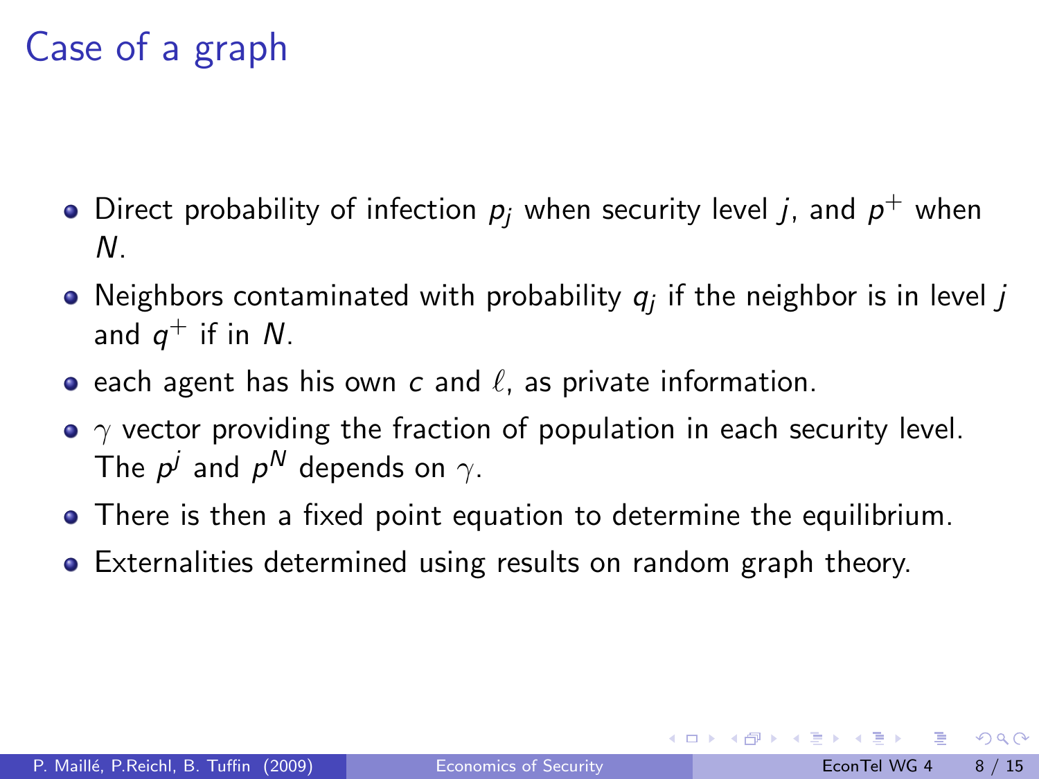# Case of a graph

- Direct probability of infection $p_j$ when security level $j$, and $p^+$ when $N$.
- Neighbors contaminated with probability $q_j$ if the neighbor is in level $j$ and $q^+$ if in $N$.
- each agent has his own $c$ and $\ell$, as private information.
- $\gamma$ vector providing the fraction of population in each security level. The $p^j$ and $p^N$ depends on $\gamma$.
- There is then a fixed point equation to determine the equilibrium.
- Externalities determined using results on random graph theory.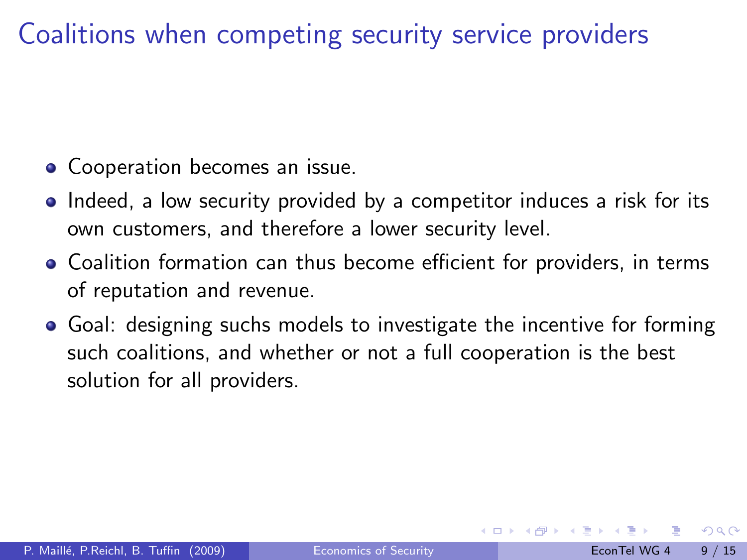# Coalitions when competing security service providers

- Cooperation becomes an issue.
- Indeed, a low security provided by a competitor induces a risk for its own customers, and therefore a lower security level.
- Coalition formation can thus become efficient for providers, in terms of reputation and revenue.
- Goal: designing suchs models to investigate the incentive for forming such coalitions, and whether or not a full cooperation is the best solution for all providers.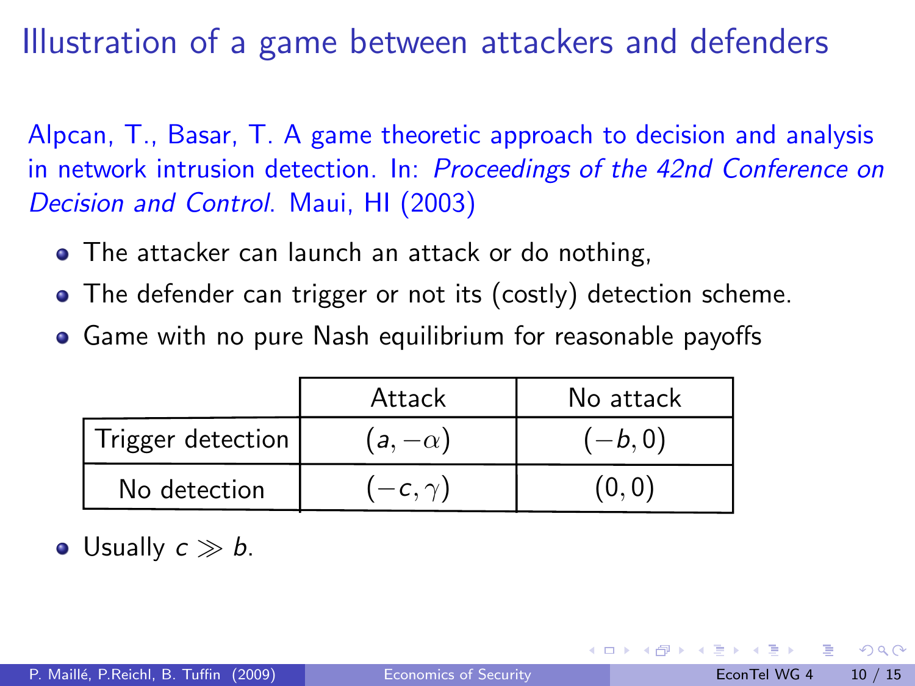# Illustration of a game between attackers and defenders

Alpcan, T., Basar, T. A game theoretic approach to decision and analysis in network intrusion detection. In: *Proceedings of the 42nd Conference on Decision and Control*. Maui, HI (2003)

- The attacker can launch an attack or do nothing,
- The defender can trigger or not its (costly) detection scheme.
- Game with no pure Nash equilibrium for reasonable payoffs

| | Attack | No attack |
|---|---|---|
| Trigger detection | $(a, -\alpha)$ | $(-b, 0)$ |
| No detection | $(-c, \gamma)$ | $(0, 0)$ |

- Usually $c \gg b$.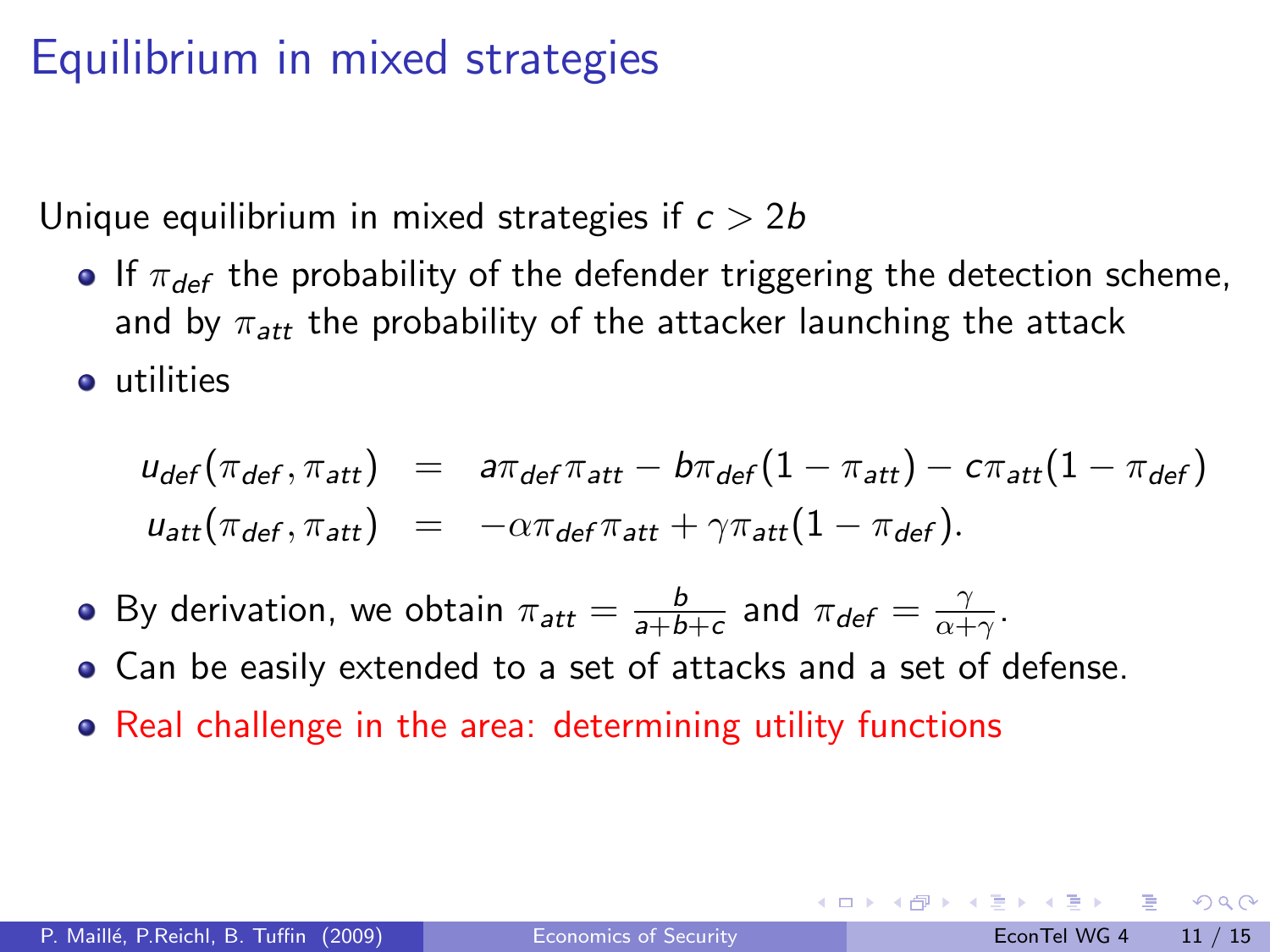# Equilibrium in mixed strategies

Unique equilibrium in mixed strategies if $c > 2b$

- If $\pi_{def}$ the probability of the defender triggering the detection scheme, and by $\pi_{att}$ the probability of the attacker launching the attack
- utilities

$$
\begin{aligned}
u_{def}(\pi_{def}, \pi_{att}) &= a\pi_{def}\pi_{att} - b\pi_{def}(1 - \pi_{att}) - c\pi_{att}(1 - \pi_{def}) \\
u_{att}(\pi_{def}, \pi_{att}) &= -\alpha\pi_{def}\pi_{att} + \gamma\pi_{att}(1 - \pi_{def}).
\end{aligned}
$$

- By derivation, we obtain $\pi_{att} = \frac{b}{a+b+c}$ and $\pi_{def} = \frac{\gamma}{\alpha+\gamma}$.
- Can be easily extended to a set of attacks and a set of defense.
- Real challenge in the area: determining utility functions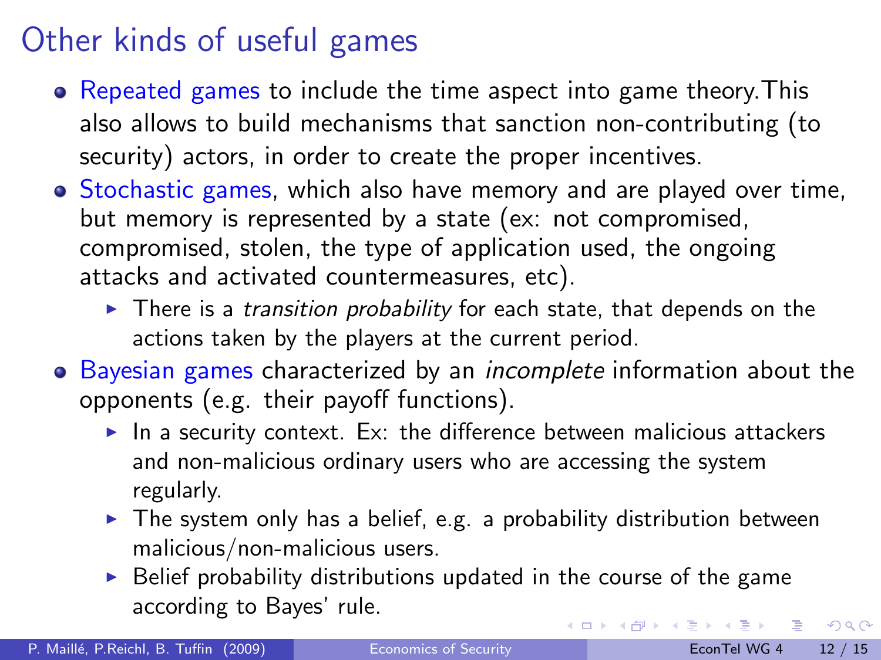# Other kinds of useful games

- Repeated games to include the time aspect into game theory.This also allows to build mechanisms that sanction non-contributing (to security) actors, in order to create the proper incentives.
- Stochastic games, which also have memory and are played over time, but memory is represented by a state (ex: not compromised, compromised, stolen, the type of application used, the ongoing attacks and activated countermeasures, etc).
  - There is a *transition probability* for each state, that depends on the actions taken by the players at the current period.
- Bayesian games characterized by an *incomplete* information about the opponents (e.g. their payoff functions).
  - In a security context. Ex: the difference between malicious attackers and non-malicious ordinary users who are accessing the system regularly.
  - The system only has a belief, e.g. a probability distribution between malicious/non-malicious users.
  - Belief probability distributions updated in the course of the game according to Bayes' rule.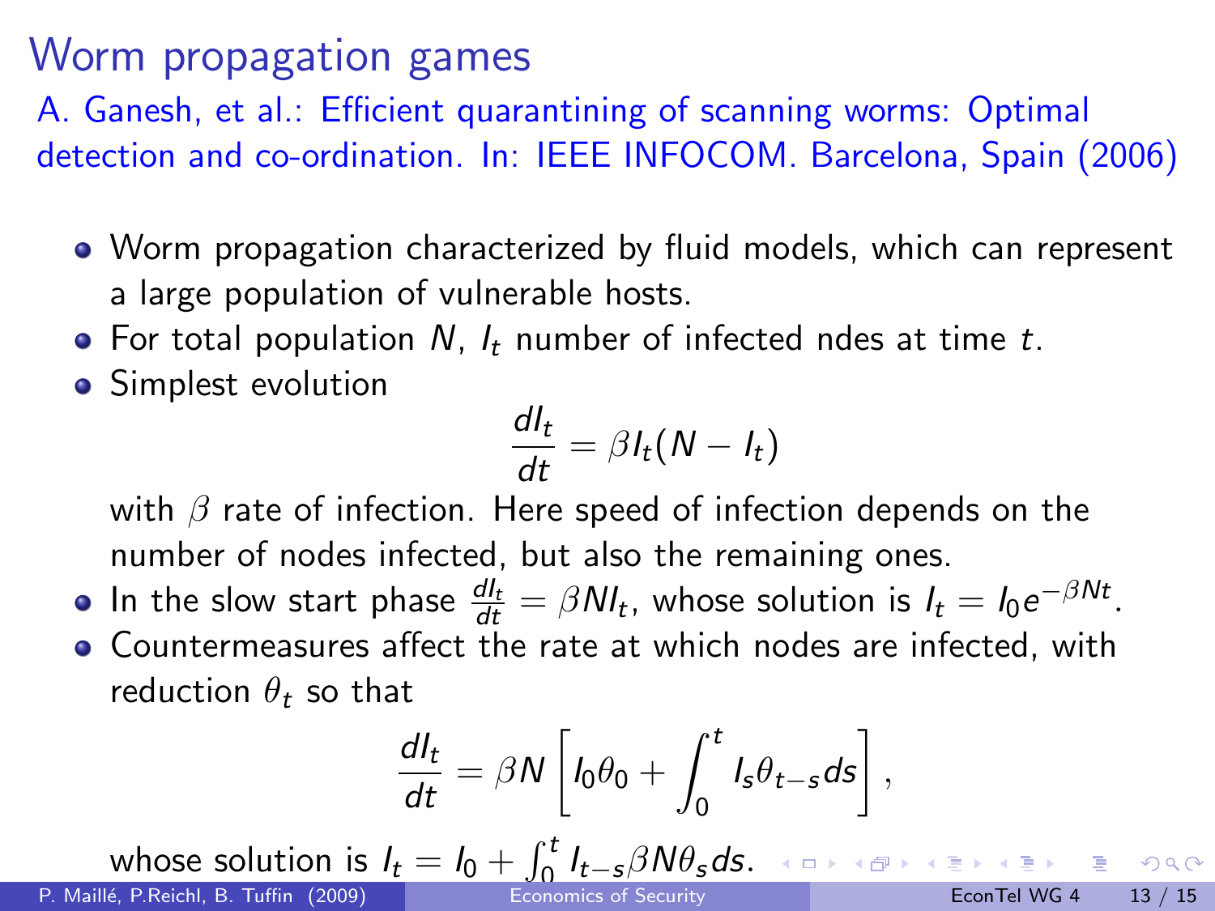# Worm propagation games

A. Ganesh, et al.: Efficient quarantining of scanning worms: Optimal detection and co-ordination. In: IEEE INFOCOM. Barcelona, Spain (2006)

- Worm propagation characterized by fluid models, which can represent a large population of vulnerable hosts.
- For total population $N$, $I_t$ number of infected ndes at time $t$.
- Simplest evolution

$$\frac{dI_t}{dt} = \beta I_t(N - I_t)$$

  with $\beta$ rate of infection. Here speed of infection depends on the number of nodes infected, but also the remaining ones.
- In the slow start phase $\frac{dI_t}{dt} = \beta N I_t$, whose solution is $I_t = I_0 e^{-\beta N t}$.
- Countermeasures affect the rate at which nodes are infected, with reduction $\theta_t$ so that

$$\frac{dI_t}{dt} = \beta N \left[ I_0\theta_0 + \int_0^t I_s \theta_{t-s} ds \right],$$

  whose solution is $I_t = I_0 + \int_0^t I_{t-s}\beta N \theta_s ds$.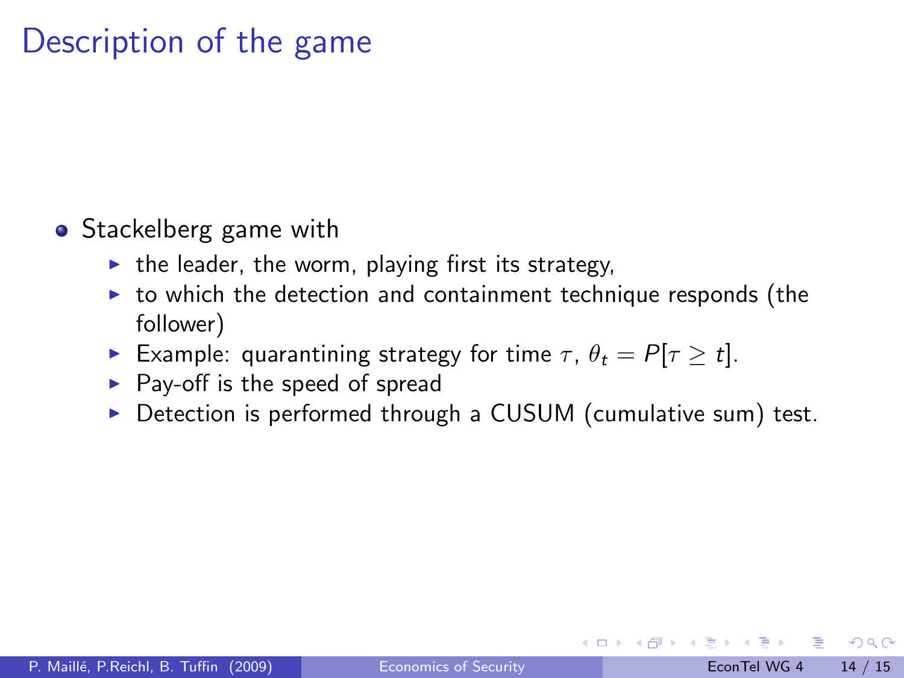# Description of the game

- Stackelberg game with
  - the leader, the worm, playing first its strategy,
  - to which the detection and containment technique responds (the follower)
  - Example: quarantining strategy for time $\tau$, $\theta_t = P[\tau \geq t]$.
  - Pay-off is the speed of spread
  - Detection is performed through a CUSUM (cumulative sum) test.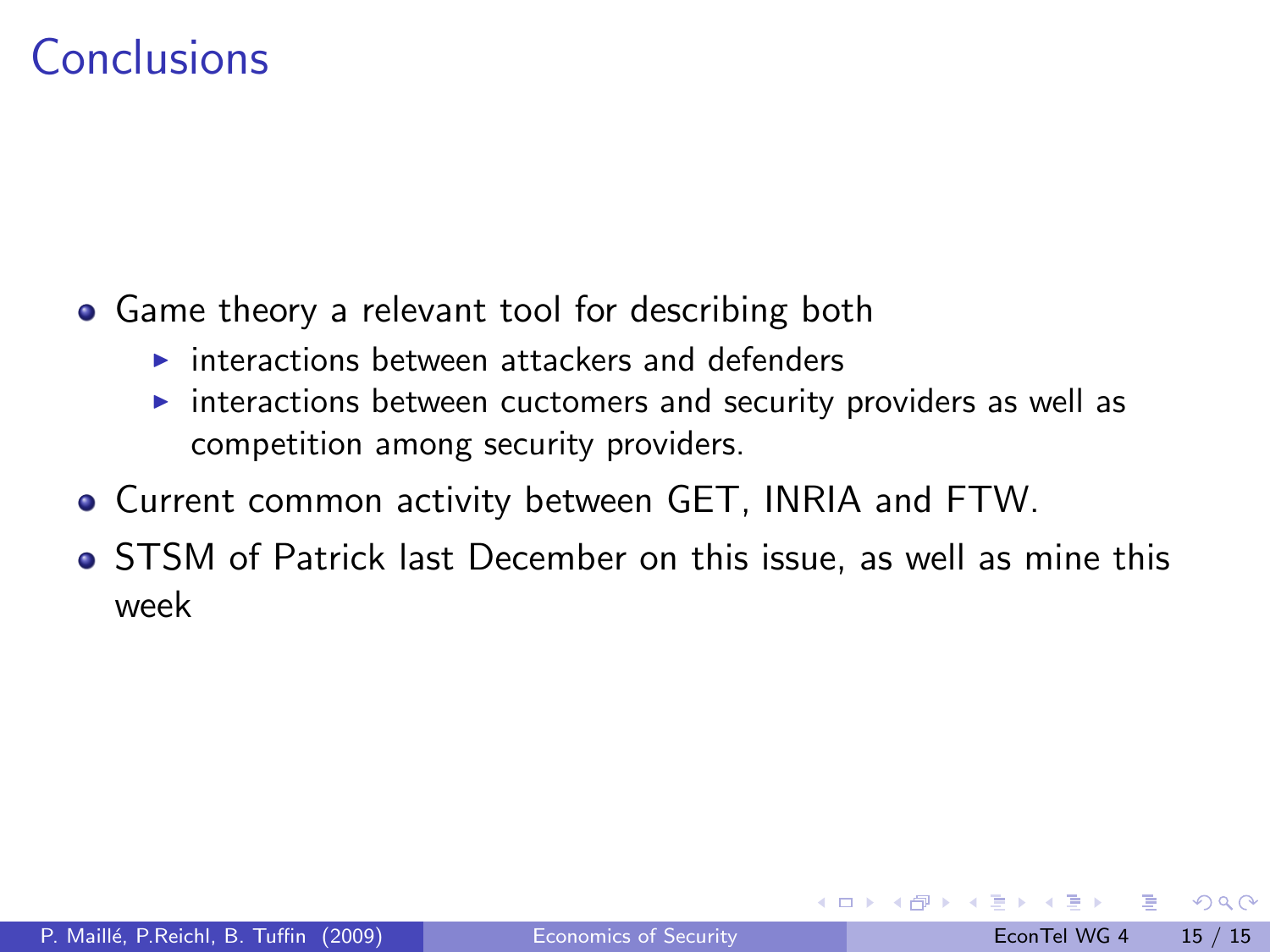# Conclusions

- Game theory a relevant tool for describing both
  - interactions between attackers and defenders
  - interactions between cuctomers and security providers as well as competition among security providers.
- Current common activity between GET, INRIA and FTW.
- STSM of Patrick last December on this issue, as well as mine this week